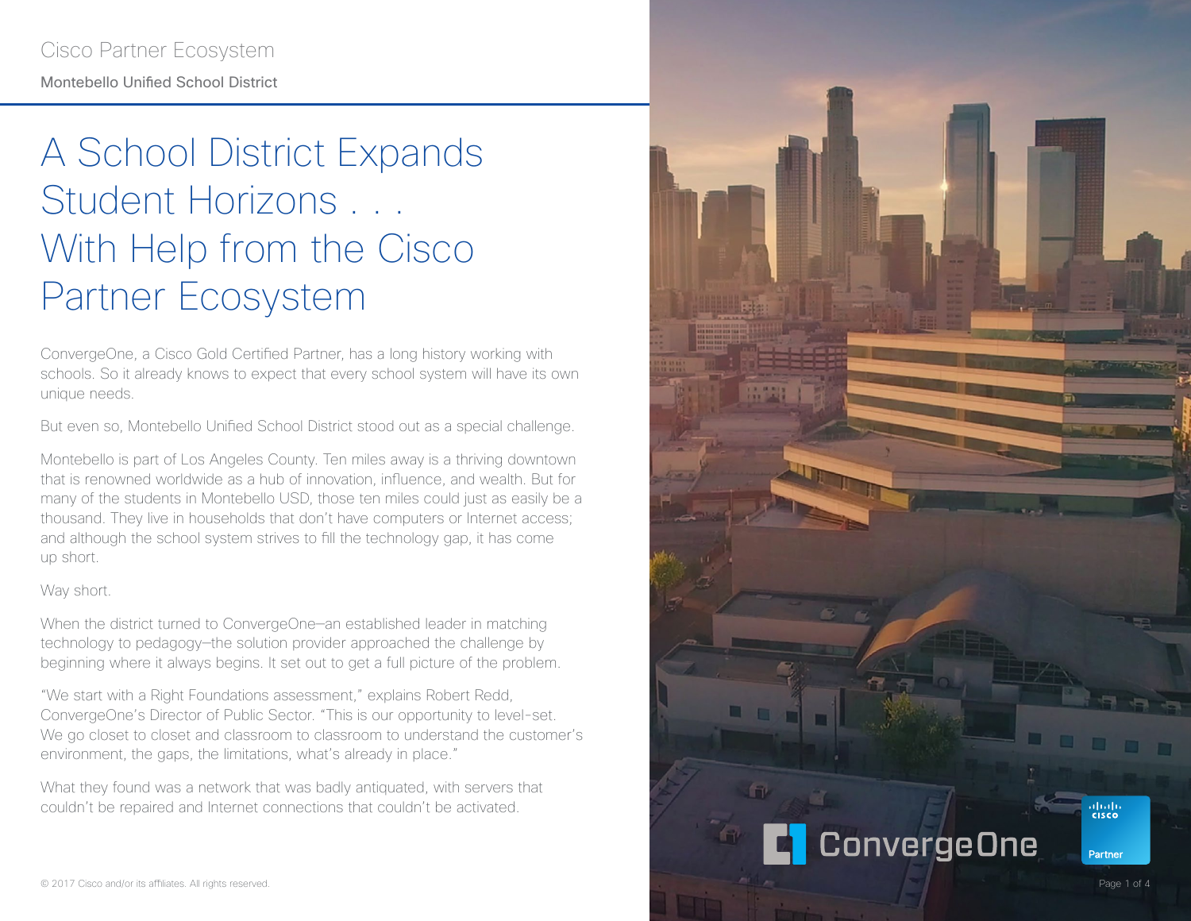Cisco Partner Ecosystem

Montebello Unified School District

# A School District Expands Student Horizons . . . With Help from the Cisco Partner Ecosystem

ConvergeOne, a Cisco Gold Certified Partner, has a long history working with schools. So it already knows to expect that every school system will have its own unique needs.

But even so, Montebello Unified School District stood out as a special challenge.

Montebello is part of Los Angeles County. Ten miles away is a thriving downtown that is renowned worldwide as a hub of innovation, influence, and wealth. But for many of the students in Montebello USD, those ten miles could just as easily be a thousand. They live in households that don't have computers or Internet access; and although the school system strives to fill the technology gap, it has come up short.

Way short.

When the district turned to ConvergeOne—an established leader in matching technology to pedagogy—the solution provider approached the challenge by beginning where it always begins. It set out to get a full picture of the problem.

"We start with a Right Foundations assessment," explains Robert Redd, ConvergeOne's Director of Public Sector. "This is our opportunity to level-set. We go closet to closet and classroom to classroom to understand the customer's environment, the gaps, the limitations, what's already in place."

What they found was a network that was badly antiquated, with servers that couldn't be repaired and Internet connections that couldn't be activated.

© 2017 Cisco and/or its affiliates. All rights reserved.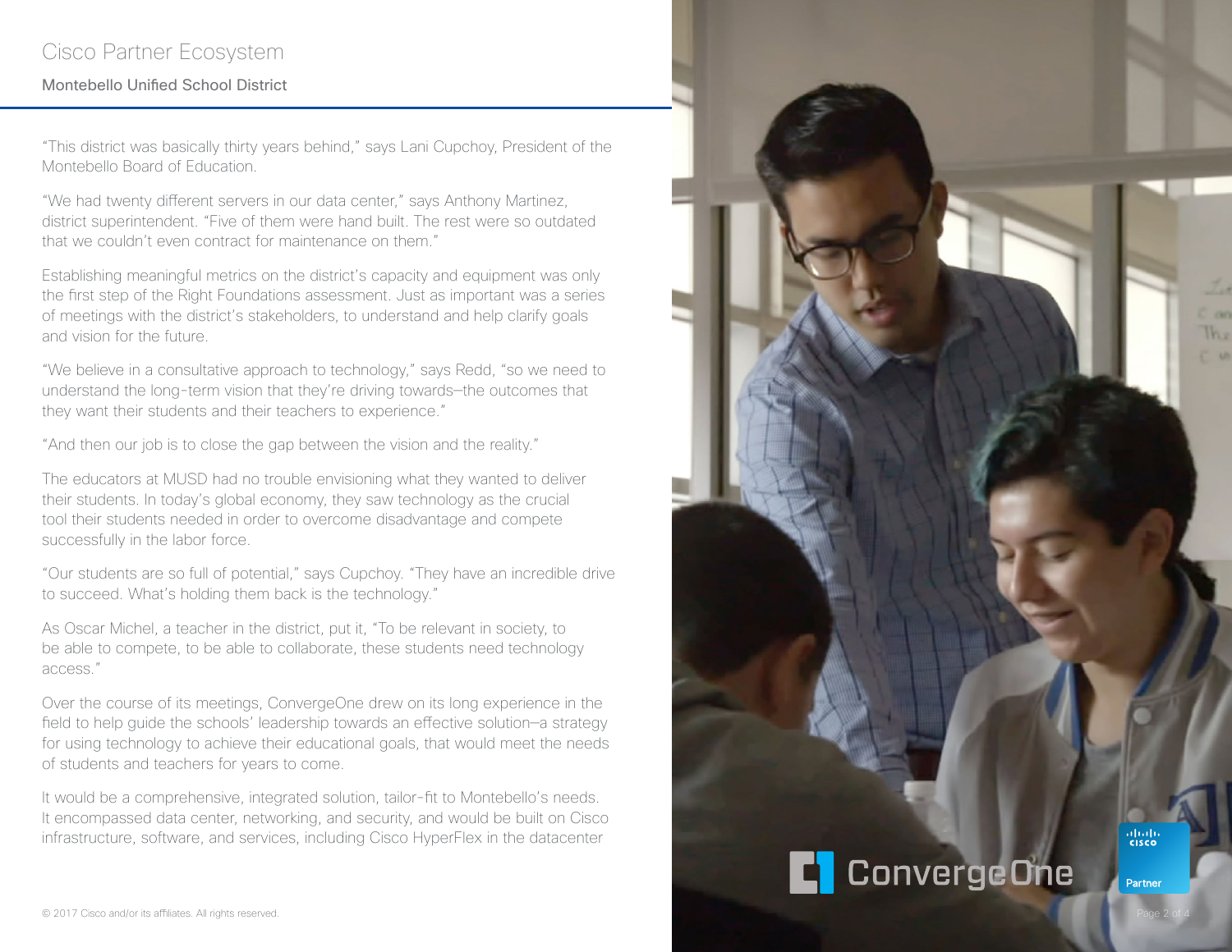“This district was basically thirty years behind,” says Lani Cupchoy, President of the Montebello Board of Education.

“We had twenty different servers in our data center,” says Anthony Martinez, district superintendent. “Five of them were hand built. The rest were so outdated that we couldn’t even contract for maintenance on them.”

Establishing meaningful metrics on the district’s capacity and equipment was only the first step of the Right Foundations assessment. Just as important was a series of meetings with the district’s stakeholders, to understand and help clarify goals and vision for the future.

“We believe in a consultative approach to technology,” says Redd, “so we need to understand the long-term vision that they’re driving towards–the outcomes that they want their students and their teachers to experience.”

“And then our job is to close the gap between the vision and the reality.”

The educators at MUSD had no trouble envisioning what they wanted to deliver their students. In today’s global economy, they saw technology as the crucial tool their students needed in order to overcome disadvantage and compete successfully in the labor force.

“Our students are so full of potential,” says Cupchoy. “They have an incredible drive to succeed. What’s holding them back is the technology.”

As Oscar Michel, a teacher in the district, put it, “To be relevant in society, to be able to compete, to be able to collaborate, these students need technology access.”

Over the course of its meetings, ConvergeOne drew on its long experience in the field to help guide the schools’ leadership towards an effective solution–a strategy for using technology to achieve their educational goals, that would meet the needs of students and teachers for years to come.

It would be a comprehensive, integrated solution, tailor-fit to Montebello’s needs. It encompassed data center, networking, and security, and would be built on Cisco infrastructure, software, and services, including Cisco HyperFlex in the datacenter

© 2017 Cisco and/or its affiliates. All rights reserved.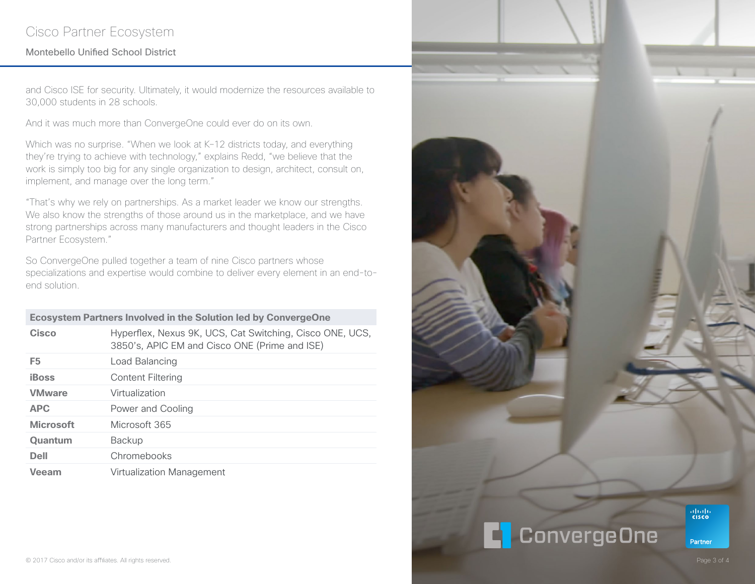and Cisco ISE for security. Ultimately, it would modernize the resources available to 30,000 students in 28 schools.

And it was much more than ConvergeOne could ever do on its own.

Which was no surprise. "When we look at K–12 districts today, and everything they're trying to achieve with technology," explains Redd, "we believe that the work is simply too big for any single organization to design, architect, consult on, implement, and manage over the long term."

"That's why we rely on partnerships. As a market leader we know our strengths. We also know the strengths of those around us in the marketplace, and we have strong partnerships across many manufacturers and thought leaders in the Cisco Partner Ecosystem."

So ConvergeOne pulled together a team of nine Cisco partners whose specializations and expertise would combine to deliver every element in an end-to-end solution.

| Ecosystem Partners Involved in the Solution led by ConvergeOne | |
|---|---|
| **Cisco** | Hyperflex, Nexus 9K, UCS, Cat Switching, Cisco ONE, UCS, 3850's, APIC EM and Cisco ONE (Prime and ISE) |
| **F5** | Load Balancing |
| **iBoss** | Content Filtering |
| **VMware** | Virtualization |
| **APC** | Power and Cooling |
| **Microsoft** | Microsoft 365 |
| **Quantum** | Backup |
| **Dell** | Chromebooks |
| **Veeam** | Virtualization Management |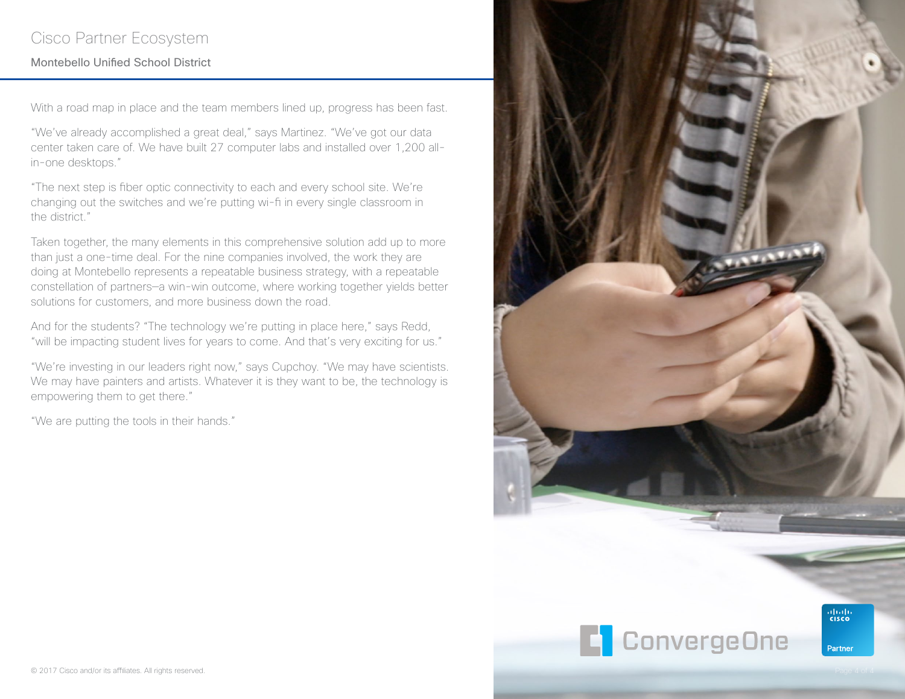With a road map in place and the team members lined up, progress has been fast.

"We've already accomplished a great deal," says Martinez. "We've got our data center taken care of. We have built 27 computer labs and installed over 1,200 all-in-one desktops."

"The next step is fiber optic connectivity to each and every school site. We're changing out the switches and we're putting wi-fi in every single classroom in the district."

Taken together, the many elements in this comprehensive solution add up to more than just a one-time deal. For the nine companies involved, the work they are doing at Montebello represents a repeatable business strategy, with a repeatable constellation of partners—a win-win outcome, where working together yields better solutions for customers, and more business down the road.

And for the students? "The technology we're putting in place here," says Redd, "will be impacting student lives for years to come. And that's very exciting for us."

"We're investing in our leaders right now," says Cupchoy. "We may have scientists. We may have painters and artists. Whatever it is they want to be, the technology is empowering them to get there."

"We are putting the tools in their hands."

© 2017 Cisco and/or its affiliates. All rights reserved.